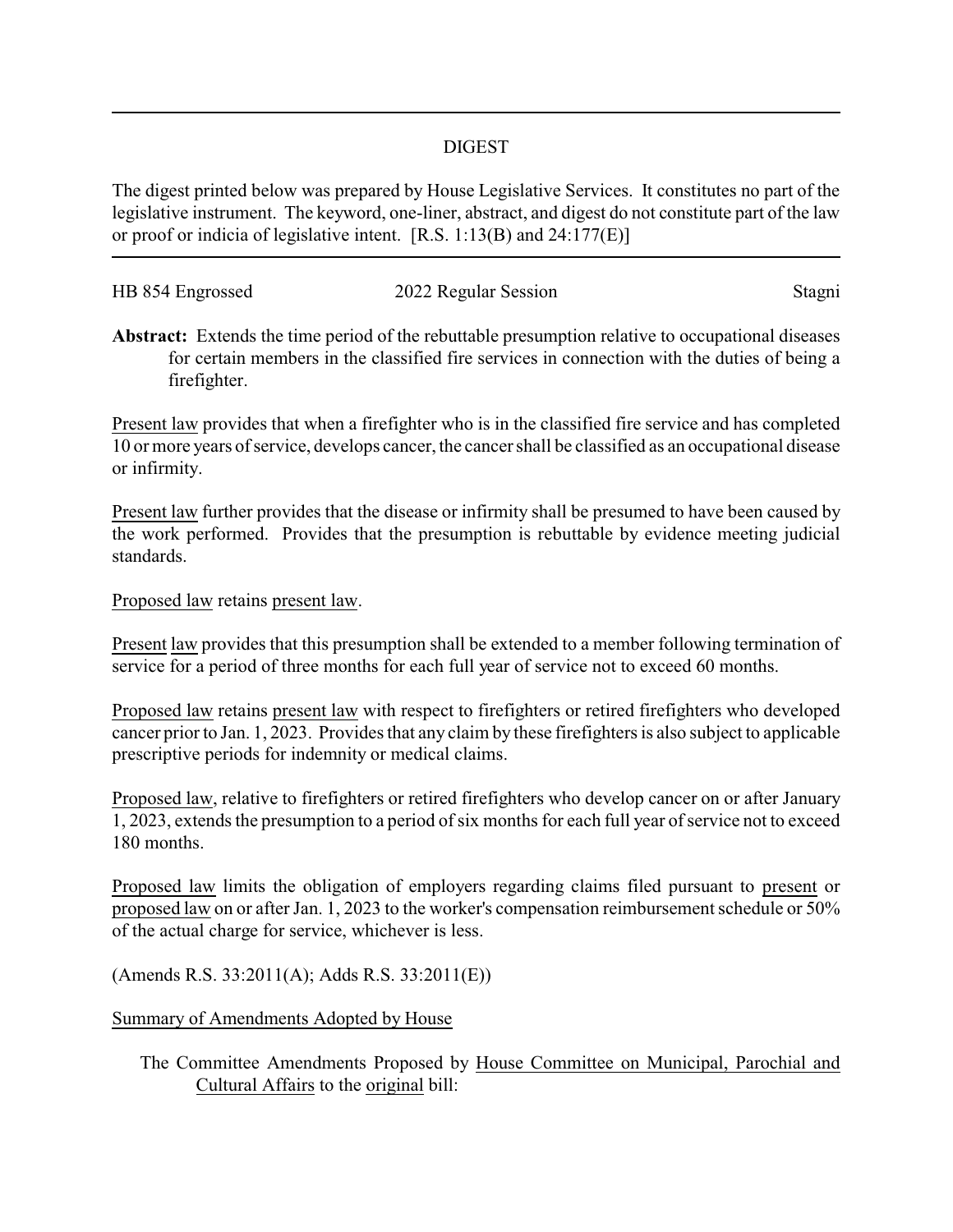# DIGEST

The digest printed below was prepared by House Legislative Services. It constitutes no part of the legislative instrument. The keyword, one-liner, abstract, and digest do not constitute part of the law or proof or indicia of legislative intent. [R.S. 1:13(B) and 24:177(E)]

HB 854 Engrossed | 2022 Regular Session | Stagni

**Abstract:** Extends the time period of the rebuttable presumption relative to occupational diseases for certain members in the classified fire services in connection with the duties of being a firefighter.

Present law provides that when a firefighter who is in the classified fire service and has completed 10 or more years of service, develops cancer, the cancer shall be classified as an occupational disease or infirmity.

Present law further provides that the disease or infirmity shall be presumed to have been caused by the work performed. Provides that the presumption is rebuttable by evidence meeting judicial standards.

Proposed law retains present law.

Present law provides that this presumption shall be extended to a member following termination of service for a period of three months for each full year of service not to exceed 60 months.

Proposed law retains present law with respect to firefighters or retired firefighters who developed cancer prior to Jan. 1, 2023. Provides that any claim by these firefighters is also subject to applicable prescriptive periods for indemnity or medical claims.

Proposed law, relative to firefighters or retired firefighters who develop cancer on or after January 1, 2023, extends the presumption to a period of six months for each full year of service not to exceed 180 months.

Proposed law limits the obligation of employers regarding claims filed pursuant to present or proposed law on or after Jan. 1, 2023 to the worker's compensation reimbursement schedule or 50% of the actual charge for service, whichever is less.

(Amends R.S. 33:2011(A); Adds R.S. 33:2011(E))

Summary of Amendments Adopted by House

The Committee Amendments Proposed by House Committee on Municipal, Parochial and Cultural Affairs to the original bill: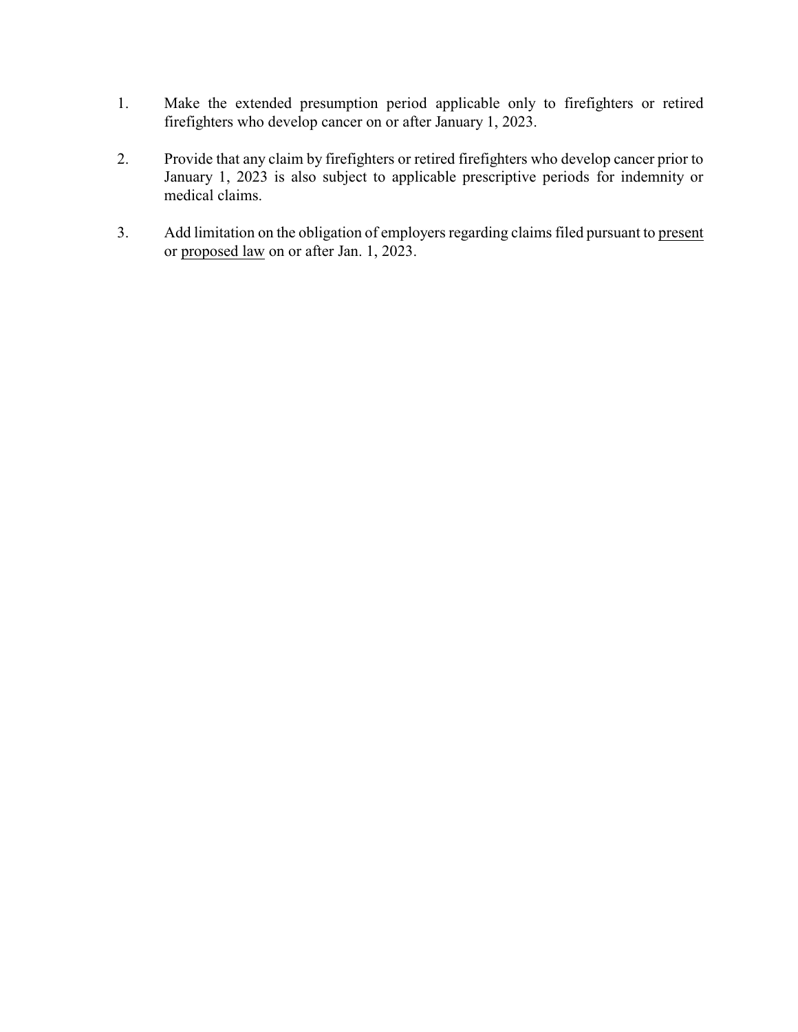1. Make the extended presumption period applicable only to firefighters or retired firefighters who develop cancer on or after January 1, 2023.

2. Provide that any claim by firefighters or retired firefighters who develop cancer prior to January 1, 2023 is also subject to applicable prescriptive periods for indemnity or medical claims.

3. Add limitation on the obligation of employers regarding claims filed pursuant to present or proposed law on or after Jan. 1, 2023.